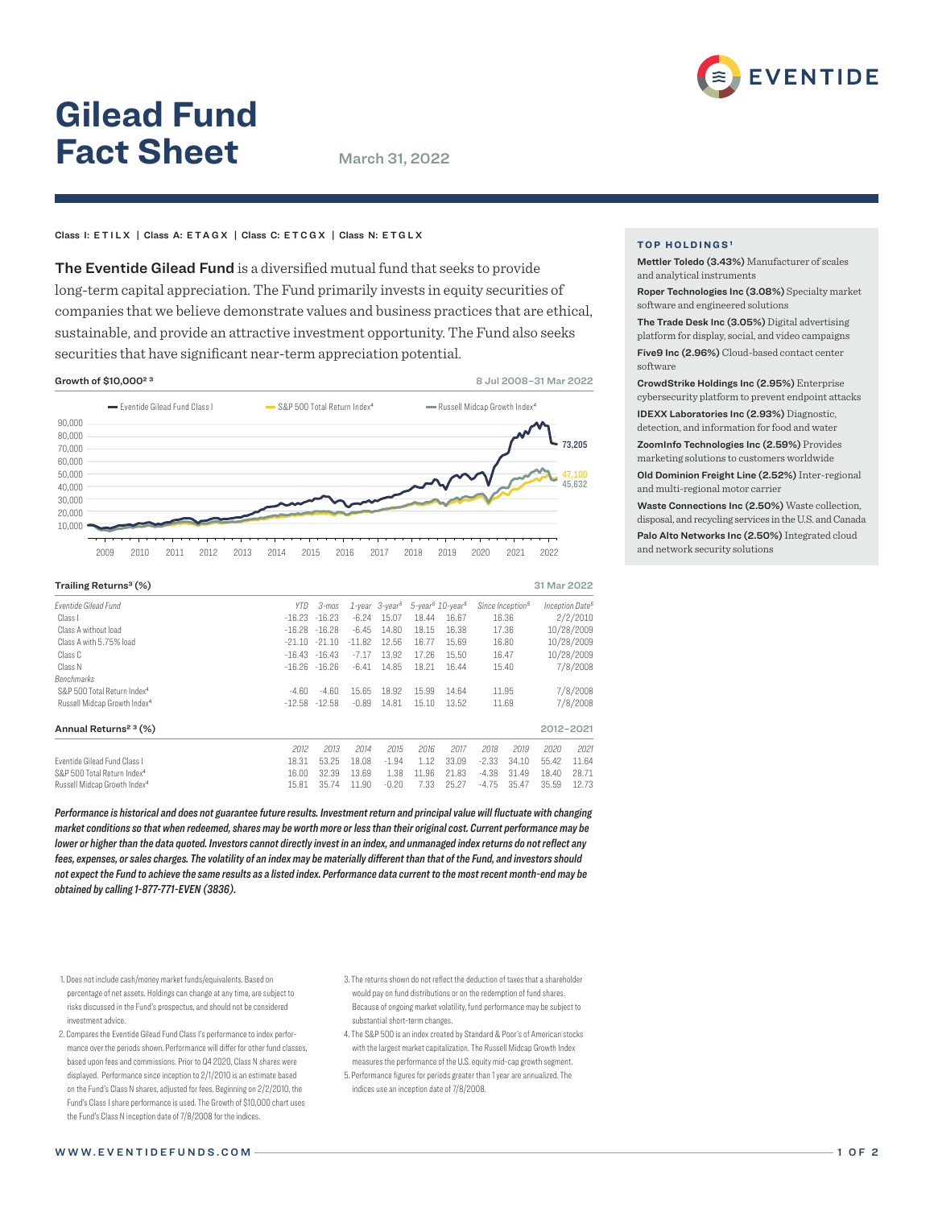# Gilead Fund Fact Sheet

March 31, 2022

Class I: ETILX | Class A: ETAGX | Class C: ETCGX | Class N: ETGLX

**The Eventide Gilead Fund** is a diversified mutual fund that seeks to provide long-term capital appreciation. The Fund primarily invests in equity securities of companies that we believe demonstrate values and business practices that are ethical, sustainable, and provide an attractive investment opportunity. The Fund also seeks securities that have significant near-term appreciation potential.

**Growth of $10,000[2 3]** — 8 Jul 2008–31 Mar 2022

Eventide Gilead Fund Class I: 73,205
S&P 500 Total Return Index[4]: 47,100
Russell Midcap Growth Index[4]: 45,632

**Trailing Returns[3] (%)** — 31 Mar 2022

| Eventide Gilead Fund | YTD | 3-mos | 1-year | 3-year[5] | 5-year[5] | 10-year[5] | Since Inception[5] | Inception Date[5] |
|---|---|---|---|---|---|---|---|---|
| Class I | -16.23 | -16.23 | -6.24 | 15.07 | 18.44 | 16.67 | 16.36 | 2/2/2010 |
| Class A without load | -16.28 | -16.28 | -6.45 | 14.80 | 18.15 | 16.38 | 17.36 | 10/28/2009 |
| Class A with 5.75% load | -21.10 | -21.10 | -11.82 | 12.56 | 16.77 | 15.69 | 16.80 | 10/28/2009 |
| Class C | -16.43 | -16.43 | -7.17 | 13.92 | 17.26 | 15.50 | 16.47 | 10/28/2009 |
| Class N | -16.26 | -16.26 | -6.41 | 14.85 | 18.21 | 16.44 | 15.40 | 7/8/2008 |
| *Benchmarks* | | | | | | | | |
| S&P 500 Total Return Index[4] | -4.60 | -4.60 | 15.65 | 18.92 | 15.99 | 14.64 | 11.95 | 7/8/2008 |
| Russell Midcap Growth Index[4] | -12.58 | -12.58 | -0.89 | 14.81 | 15.10 | 13.52 | 11.69 | 7/8/2008 |

**Annual Returns[2 3] (%)** — 2012–2021

| | 2012 | 2013 | 2014 | 2015 | 2016 | 2017 | 2018 | 2019 | 2020 | 2021 |
|---|---|---|---|---|---|---|---|---|---|---|
| Eventide Gilead Fund Class I | 18.31 | 53.25 | 18.08 | -1.94 | 1.12 | 33.09 | -2.33 | 34.10 | 55.42 | 11.64 |
| S&P 500 Total Return Index[4] | 16.00 | 32.39 | 13.69 | 1.38 | 11.96 | 21.83 | -4.38 | 31.49 | 18.40 | 28.71 |
| Russell Midcap Growth Index[4] | 15.81 | 35.74 | 11.90 | -0.20 | 7.33 | 25.27 | -4.75 | 35.47 | 35.59 | 12.73 |

***Performance is historical and does not guarantee future results. Investment return and principal value will fluctuate with changing market conditions so that when redeemed, shares may be worth more or less than their original cost. Current performance may be lower or higher than the data quoted. Investors cannot directly invest in an index, and unmanaged index returns do not reflect any fees, expenses, or sales charges. The volatility of an index may be materially different than that of the Fund, and investors should not expect the Fund to achieve the same results as a listed index. Performance data current to the most recent month-end may be obtained by calling 1-877-771-EVEN (3836).***

### TOP HOLDINGS[1]

**Mettler Toledo (3.43%)** Manufacturer of scales and analytical instruments

**Roper Technologies Inc (3.08%)** Specialty market software and engineered solutions

**The Trade Desk Inc (3.05%)** Digital advertising platform for display, social, and video campaigns

**Five9 Inc (2.96%)** Cloud-based contact center software

**CrowdStrike Holdings Inc (2.95%)** Enterprise cybersecurity platform to prevent endpoint attacks

**IDEXX Laboratories Inc (2.93%)** Diagnostic, detection, and information for food and water

**ZoomInfo Technologies Inc (2.59%)** Provides marketing solutions to customers worldwide

**Old Dominion Freight Line (2.52%)** Inter-regional and multi-regional motor carrier

**Waste Connections Inc (2.50%)** Waste collection, disposal, and recycling services in the U.S. and Canada

**Palo Alto Networks Inc (2.50%)** Integrated cloud and network security solutions

---

1. Does not include cash/money market funds/equivalents. Based on percentage of net assets. Holdings can change at any time, are subject to risks discussed in the Fund's prospectus, and should not be considered investment advice.
2. Compares the Eventide Gilead Fund Class I's performance to index performance over the periods shown. Performance will differ for other fund classes, based upon fees and commissions. Prior to Q4 2020, Class N shares were displayed. Performance since inception to 2/1/2010 is an estimate based on the Fund's Class N shares, adjusted for fees. Beginning on 2/2/2010, the Fund's Class I share performance is used. The Growth of $10,000 chart uses the Fund's Class N inception date of 7/8/2008 for the indices.
3. The returns shown do not reflect the deduction of taxes that a shareholder would pay on fund distributions or on the redemption of fund shares. Because of ongoing market volatility, fund performance may be subject to substantial short-term changes.
4. The S&P 500 is an index created by Standard & Poor's of American stocks with the largest market capitalization. The Russell Midcap Growth Index measures the performance of the U.S. equity mid-cap growth segment.
5. Performance figures for periods greater than 1 year are annualized. The indices use an inception date of 7/8/2008.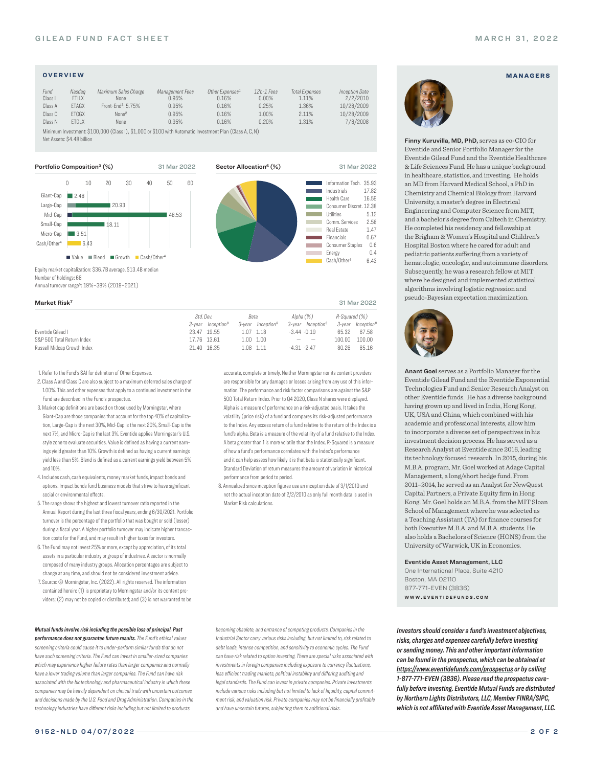## OVERVIEW

| Fund | Nasdaq | Maximum Sales Charge | Management Fees | Other Expenses[1] | 12b-1 Fees | Total Expenses | Inception Date |
|---|---|---|---|---|---|---|---|
| Class I | ETILX | None | 0.95% | 0.16% | 0.00% | 1.11% | 2/2/2010 |
| Class A | ETAGX | Front-End[2]: 5.75% | 0.95% | 0.16% | 0.25% | 1.36% | 10/28/2009 |
| Class C | ETCGX | None[2] | 0.95% | 0.16% | 1.00% | 2.11% | 10/28/2009 |
| Class N | ETGLX | None | 0.95% | 0.16% | 0.20% | 1.31% | 7/8/2008 |

Minimum Investment: $100,000 (Class I), $1,000 or $100 with Automatic Investment Plan (Class A, C, N)
Net Assets: $4.48 billion

### Portfolio Composition[3] (%)

31 Mar 2022

0 10 20 30 40 50 60

Giant-Cap 2.48
Large-Cap 20.93
Mid-Cap 48.53
Small-Cap 18.11
Micro-Cap 3.51
Cash/Other[4] 6.43

Value  Blend  Growth  Cash/Other[4]

Equity market capitalization: $36.7B average, $13.4B median
Number of holdings: 68
Annual turnover range[5]: 19%–38% (2019–2021)

### Sector Allocation[6] (%)

31 Mar 2022

Information Tech. 35.93
Industrials 17.82
Health Care 16.59
Consumer Discret. 12.38
Utilities 5.12
Comm. Services 2.58
Real Estate 1.47
Financials 0.67
Consumer Staples 0.6
Energy 0.4
Cash/Other[4] 6.43

### Market Risk[7]

31 Mar 2022

| | Std. Dev. | | Beta | | Alpha (%) | | R-Squared (%) | |
|---|---|---|---|---|---|---|---|---|
| | 3-year | Inception[8] | 3-year | Inception[8] | 3-year | Inception[8] | 3-year | Inception[8] |
| Eventide Gilead I | 23.47 | 19.55 | 1.07 | 1.18 | -3.44 | -0.19 | 65.32 | 67.58 |
| S&P 500 Total Return Index | 17.76 | 13.61 | 1.00 | 1.00 | — | — | 100.00 | 100.00 |
| Russell Midcap Growth Index | 21.40 | 16.35 | 1.08 | 1.11 | -4.31 | -2.47 | 80.26 | 85.16 |

1. Refer to the Fund's SAI for definition of Other Expenses.
2. Class A and Class C are also subject to a maximum deferred sales charge of 1.00%. This and other expenses that apply to a continued investment in the Fund are described in the Fund's prospectus.
3. Market cap definitions are based on those used by Morningstar, where Giant-Cap are those companies that account for the top 40% of capitalization, Large-Cap is the next 30%, Mid-Cap is the next 20%, Small-Cap is the next 7%, and Micro-Cap is the last 3%. Eventide applies Morningstar's U.S. style zone to evaluate securities. Value is defined as having a current earnings yield greater than 10%. Growth is defined as having a current earnings yield less than 5%. Blend is defined as a current earnings yield between 5% and 10%.
4. Includes cash, cash equivalents, money market funds, impact bonds and options. Impact bonds fund business models that strive to have significant social or environmental effects.
5. The range shows the highest and lowest turnover ratio reported in the Annual Report during the last three fiscal years, ending 6/30/2021. Portfolio turnover is the percentage of the portfolio that was bought or sold (lesser) during a fiscal year. A higher portfolio turnover may indicate higher transaction costs for the Fund, and may result in higher taxes for investors.
6. The Fund may not invest 25% or more, except by appreciation, of its total assets in a particular industry or group of industries. A sector is normally composed of many industry groups. Allocation percentages are subject to change at any time, and should not be considered investment advice.
7. Source: © Morningstar, Inc. (2022). All rights reserved. The information contained herein: (1) is proprietary to Morningstar and/or its content providers; (2) may not be copied or distributed; and (3) is not warranted to be accurate, complete or timely. Neither Morningstar nor its content providers are responsible for any damages or losses arising from any use of this information. The performance and risk factor comparisons are against the S&P 500 Total Return Index. Prior to Q4 2020, Class N shares were displayed. Alpha is a measure of performance on a risk-adjusted basis. It takes the volatility (price risk) of a fund and compares its risk-adjusted performance to the Index. Any excess return of a fund relative to the return of the Index is a fund's alpha. Beta is a measure of the volatility of a fund relative to the Index. A beta greater than 1 is more volatile than the Index. R-Squared is a measure of how a fund's performance correlates with the Index's performance and it can help assess how likely it is that beta is statistically significant. Standard Deviation of return measures the amount of variation in historical performance from period to period.
8. Annualized since inception figures use an inception date of 3/1/2010 and not the actual inception date of 2/2/2010 as only full month data is used in Market Risk calculations.

***Mutual funds involve risk including the possible loss of principal. Past performance does not guarantee future results.*** *The Fund's ethical values screening criteria could cause it to under-perform similar funds that do not have such screening criteria. The Fund can invest in smaller-sized companies which may experience higher failure rates than larger companies and normally have a lower trading volume than larger companies. The Fund can have risk associated with the biotechnology and pharmaceutical industry in which these companies may be heavily dependent on clinical trials with uncertain outcomes and decisions made by the U.S. Food and Drug Administration. Companies in the technology industries have different risks including but not limited to products becoming obsolete, and entrance of competing products. Companies in the Industrial Sector carry various risks including, but not limited to, risk related to debt loads, intense competition, and sensitivity to economic cycles. The Fund can have risk related to option investing. There are special risks associated with investments in foreign companies including exposure to currency fluctuations, less efficient trading markets, political instability and differing auditing and legal standards. The Fund can invest in private companies. Private investments include various risks including but not limited to lack of liquidity, capital commitment risk, and valuation risk. Private companies may not be financially profitable and have uncertain futures, subjecting them to additional risks.*

## MANAGERS

**Finny Kuruvilla, MD, PhD,** serves as co-CIO for Eventide and Senior Portfolio Manager for the Eventide Gilead Fund and the Eventide Healthcare & Life Sciences Fund. He has a unique background in healthcare, statistics, and investing. He holds an MD from Harvard Medical School, a PhD in Chemistry and Chemical Biology from Harvard University, a master's degree in Electrical Engineering and Computer Science from MIT, and a bachelor's degree from Caltech in Chemistry. He completed his residency and fellowship at the Brigham & Women's Hospital and Children's Hospital Boston where he cared for adult and pediatric patients suffering from a variety of hematologic, oncologic, and autoimmune disorders. Subsequently, he was a research fellow at MIT where he designed and implemented statistical algorithms involving logistic regression and pseudo-Bayesian expectation maximization.

**Anant Goel** serves as a Portfolio Manager for the Eventide Gilead Fund and the Eventide Exponential Technologies Fund and Senior Research Analyst on other Eventide funds. He has a diverse background having grown up and lived in India, Hong Kong, UK, USA and China, which combined with his academic and professional interests, allow him to incorporate a diverse set of perspectives in his investment decision process. He has served as a Research Analyst at Eventide since 2016, leading its technology focused research. In 2015, during his M.B.A. program, Mr. Goel worked at Adage Capital Management, a long/short hedge fund. From 2011–2014, he served as an Analyst for NewQuest Capital Partners, a Private Equity firm in Hong Kong. Mr. Goel holds an M.B.A. from the MIT Sloan School of Management where he was selected as a Teaching Assistant (TA) for finance courses for both Executive M.B.A. and M.B.A. students. He also holds a Bachelors of Science (HONS) from the University of Warwick, UK in Economics.

**Eventide Asset Management, LLC**
One International Place, Suite 4210
Boston, MA 02110
877-771-EVEN (3836)
**WWW.EVENTIDEFUNDS.COM**

***Investors should consider a fund's investment objectives, risks, charges and expenses carefully before investing or sending money. This and other important information can be found in the prospectus, which can be obtained at https://www.eventidefunds.com/prospectus or by calling 1-877-771-EVEN (3836). Please read the prospectus carefully before investing. Eventide Mutual Funds are distributed by Northern Lights Distributors, LLC, Member FINRA/SIPC, which is not affiliated with Eventide Asset Management, LLC.***

9152-NLD 04/07/2022